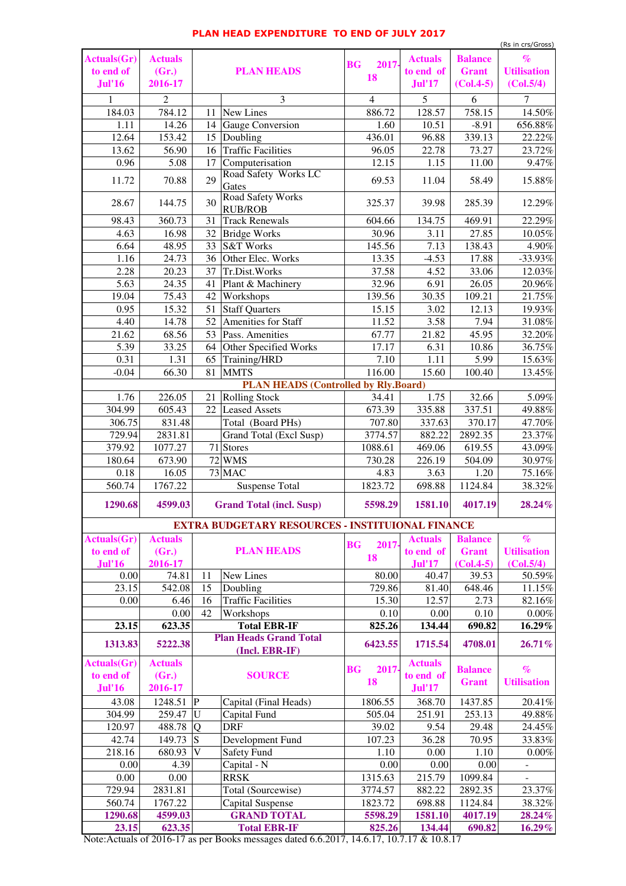# PLAN HEAD EXPENDITURE TO END OF JULY 2017

(Rs in crs/Gross)

| Actuals(Gr) to end of Jul'16 | Actuals (Gr.) 2016-17 | | PLAN HEADS | BG 2017-18 | Actuals to end of Jul'17 | Balance Grant (Col.4-5) | % Utilisation (Col.5/4) |
|---|---|---|---|---|---|---|---|
| 1 | 2 | | 3 | 4 | 5 | 6 | 7 |
| 184.03 | 784.12 | 11 | New Lines | 886.72 | 128.57 | 758.15 | 14.50% |
| 1.11 | 14.26 | 14 | Gauge Conversion | 1.60 | 10.51 | -8.91 | 656.88% |
| 12.64 | 153.42 | 15 | Doubling | 436.01 | 96.88 | 339.13 | 22.22% |
| 13.62 | 56.90 | 16 | Traffic Facilities | 96.05 | 22.78 | 73.27 | 23.72% |
| 0.96 | 5.08 | 17 | Computerisation | 12.15 | 1.15 | 11.00 | 9.47% |
| 11.72 | 70.88 | 29 | Road Safety Works LC Gates | 69.53 | 11.04 | 58.49 | 15.88% |
| 28.67 | 144.75 | 30 | Road Safety Works RUB/ROB | 325.37 | 39.98 | 285.39 | 12.29% |
| 98.43 | 360.73 | 31 | Track Renewals | 604.66 | 134.75 | 469.91 | 22.29% |
| 4.63 | 16.98 | 32 | Bridge Works | 30.96 | 3.11 | 27.85 | 10.05% |
| 6.64 | 48.95 | 33 | S&T Works | 145.56 | 7.13 | 138.43 | 4.90% |
| 1.16 | 24.73 | 36 | Other Elec. Works | 13.35 | -4.53 | 17.88 | -33.93% |
| 2.28 | 20.23 | 37 | Tr.Dist.Works | 37.58 | 4.52 | 33.06 | 12.03% |
| 5.63 | 24.35 | 41 | Plant & Machinery | 32.96 | 6.91 | 26.05 | 20.96% |
| 19.04 | 75.43 | 42 | Workshops | 139.56 | 30.35 | 109.21 | 21.75% |
| 0.95 | 15.32 | 51 | Staff Quarters | 15.15 | 3.02 | 12.13 | 19.93% |
| 4.40 | 14.78 | 52 | Amenities for Staff | 11.52 | 3.58 | 7.94 | 31.08% |
| 21.62 | 68.56 | 53 | Pass. Amenities | 67.77 | 21.82 | 45.95 | 32.20% |
| 5.39 | 33.25 | 64 | Other Specified Works | 17.17 | 6.31 | 10.86 | 36.75% |
| 0.31 | 1.31 | 65 | Training/HRD | 7.10 | 1.11 | 5.99 | 15.63% |
| -0.04 | 66.30 | 81 | MMTS | 116.00 | 15.60 | 100.40 | 13.45% |
| | | | **PLAN HEADS (Controlled by Rly.Board)** | | | | |
| 1.76 | 226.05 | 21 | Rolling Stock | 34.41 | 1.75 | 32.66 | 5.09% |
| 304.99 | 605.43 | 22 | Leased Assets | 673.39 | 335.88 | 337.51 | 49.88% |
| 306.75 | 831.48 | | Total (Board PHs) | 707.80 | 337.63 | 370.17 | 47.70% |
| 729.94 | 2831.81 | | Grand Total (Excl Susp) | 3774.57 | 882.22 | 2892.35 | 23.37% |
| 379.92 | 1077.27 | 71 | Stores | 1088.61 | 469.06 | 619.55 | 43.09% |
| 180.64 | 673.90 | 72 | WMS | 730.28 | 226.19 | 504.09 | 30.97% |
| 0.18 | 16.05 | 73 | MAC | 4.83 | 3.63 | 1.20 | 75.16% |
| 560.74 | 1767.22 | | Suspense Total | 1823.72 | 698.88 | 1124.84 | 38.32% |
| **1290.68** | **4599.03** | | **Grand Total (incl. Susp)** | **5598.29** | **1581.10** | **4017.19** | **28.24%** |

## EXTRA BUDGETARY RESOURCES - INSTITUIONAL FINANCE

| Actuals(Gr) to end of Jul'16 | Actuals (Gr.) 2016-17 | | PLAN HEADS | BG 2017-18 | Actuals to end of Jul'17 | Balance Grant (Col.4-5) | % Utilisation (Col.5/4) |
|---|---|---|---|---|---|---|---|
| 0.00 | 74.81 | 11 | New Lines | 80.00 | 40.47 | 39.53 | 50.59% |
| 23.15 | 542.08 | 15 | Doubling | 729.86 | 81.40 | 648.46 | 11.15% |
| 0.00 | 6.46 | 16 | Traffic Facilities | 15.30 | 12.57 | 2.73 | 82.16% |
| | 0.00 | 42 | Workshops | 0.10 | 0.00 | 0.10 | 0.00% |
| **23.15** | **623.35** | | **Total EBR-IF** | **825.26** | **134.44** | **690.82** | **16.29%** |
| **1313.83** | **5222.38** | | **Plan Heads Grand Total (Incl. EBR-IF)** | **6423.55** | **1715.54** | **4708.01** | **26.71%** |

| Actuals(Gr) to end of Jul'16 | Actuals (Gr.) 2016-17 | | SOURCE | BG 2017-18 | Actuals to end of Jul'17 | Balance Grant | % Utilisation |
|---|---|---|---|---|---|---|---|
| 43.08 | 1248.51 | P | Capital (Final Heads) | 1806.55 | 368.70 | 1437.85 | 20.41% |
| 304.99 | 259.47 | U | Capital Fund | 505.04 | 251.91 | 253.13 | 49.88% |
| 120.97 | 488.78 | Q | DRF | 39.02 | 9.54 | 29.48 | 24.45% |
| 42.74 | 149.73 | S | Development Fund | 107.23 | 36.28 | 70.95 | 33.83% |
| 218.16 | 680.93 | V | Safety Fund | 1.10 | 0.00 | 1.10 | 0.00% |
| 0.00 | 4.39 | | Capital - N | 0.00 | 0.00 | 0.00 | - |
| 0.00 | 0.00 | | RRSK | 1315.63 | 215.79 | 1099.84 | - |
| 729.94 | 2831.81 | | Total (Sourcewise) | 3774.57 | 882.22 | 2892.35 | 23.37% |
| 560.74 | 1767.22 | | Capital Suspense | 1823.72 | 698.88 | 1124.84 | 38.32% |
| **1290.68** | **4599.03** | | **GRAND TOTAL** | **5598.29** | **1581.10** | **4017.19** | **28.24%** |
| **23.15** | **623.35** | | **Total EBR-IF** | **825.26** | **134.44** | **690.82** | **16.29%** |

Note:Actuals of 2016-17 as per Books messages dated 6.6.2017, 14.6.17, 10.7.17 & 10.8.17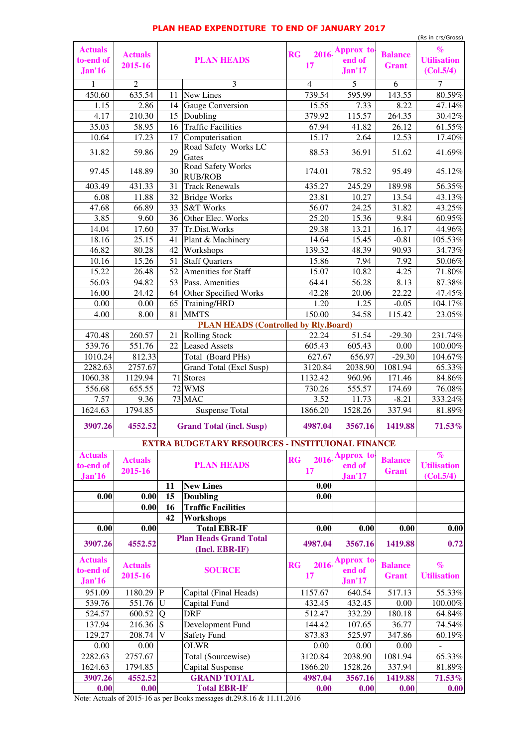# PLAN HEAD EXPENDITURE TO END OF JANUARY 2017

(Rs in crs/Gross)

| Actuals to-end of Jan'16 | Actuals 2015-16 | PLAN HEADS | | RG 2016-17 | Approx to end of Jan'17 | Balance Grant | % Utilisation (Col.5/4) |
|---|---|---|---|---|---|---|---|
| 1 | 2 | | 3 | 4 | 5 | 6 | 7 |
| 450.60 | 635.54 | 11 | New Lines | 739.54 | 595.99 | 143.55 | 80.59% |
| 1.15 | 2.86 | 14 | Gauge Conversion | 15.55 | 7.33 | 8.22 | 47.14% |
| 4.17 | 210.30 | 15 | Doubling | 379.92 | 115.57 | 264.35 | 30.42% |
| 35.03 | 58.95 | 16 | Traffic Facilities | 67.94 | 41.82 | 26.12 | 61.55% |
| 10.64 | 17.23 | 17 | Computerisation | 15.17 | 2.64 | 12.53 | 17.40% |
| 31.82 | 59.86 | 29 | Road Safety Works LC Gates | 88.53 | 36.91 | 51.62 | 41.69% |
| 97.45 | 148.89 | 30 | Road Safety Works RUB/ROB | 174.01 | 78.52 | 95.49 | 45.12% |
| 403.49 | 431.33 | 31 | Track Renewals | 435.27 | 245.29 | 189.98 | 56.35% |
| 6.08 | 11.88 | 32 | Bridge Works | 23.81 | 10.27 | 13.54 | 43.13% |
| 47.68 | 66.89 | 33 | S&T Works | 56.07 | 24.25 | 31.82 | 43.25% |
| 3.85 | 9.60 | 36 | Other Elec. Works | 25.20 | 15.36 | 9.84 | 60.95% |
| 14.04 | 17.60 | 37 | Tr.Dist.Works | 29.38 | 13.21 | 16.17 | 44.96% |
| 18.16 | 25.15 | 41 | Plant & Machinery | 14.64 | 15.45 | -0.81 | 105.53% |
| 46.82 | 80.28 | 42 | Workshops | 139.32 | 48.39 | 90.93 | 34.73% |
| 10.16 | 15.26 | 51 | Staff Quarters | 15.86 | 7.94 | 7.92 | 50.06% |
| 15.22 | 26.48 | 52 | Amenities for Staff | 15.07 | 10.82 | 4.25 | 71.80% |
| 56.03 | 94.82 | 53 | Pass. Amenities | 64.41 | 56.28 | 8.13 | 87.38% |
| 16.00 | 24.42 | 64 | Other Specified Works | 42.28 | 20.06 | 22.22 | 47.45% |
| 0.00 | 0.00 | 65 | Training/HRD | 1.20 | 1.25 | -0.05 | 104.17% |
| 4.00 | 8.00 | 81 | MMTS | 150.00 | 34.58 | 115.42 | 23.05% |
| | | | **PLAN HEADS (Controlled by Rly.Board)** | | | | |
| 470.48 | 260.57 | 21 | Rolling Stock | 22.24 | 51.54 | -29.30 | 231.74% |
| 539.76 | 551.76 | 22 | Leased Assets | 605.43 | 605.43 | 0.00 | 100.00% |
| 1010.24 | 812.33 | | Total (Board PHs) | 627.67 | 656.97 | -29.30 | 104.67% |
| 2282.63 | 2757.67 | | Grand Total (Excl Susp) | 3120.84 | 2038.90 | 1081.94 | 65.33% |
| 1060.38 | 1129.94 | 71 | Stores | 1132.42 | 960.96 | 171.46 | 84.86% |
| 556.68 | 655.55 | 72 | WMS | 730.26 | 555.57 | 174.69 | 76.08% |
| 7.57 | 9.36 | 73 | MAC | 3.52 | 11.73 | -8.21 | 333.24% |
| 1624.63 | 1794.85 | | Suspense Total | 1866.20 | 1528.26 | 337.94 | 81.89% |
| **3907.26** | **4552.52** | | **Grand Total (incl. Susp)** | **4987.04** | **3567.16** | **1419.88** | **71.53%** |

## EXTRA BUDGETARY RESOURCES - INSTITUIONAL FINANCE

| Actuals to-end of Jan'16 | Actuals 2015-16 | PLAN HEADS | | RG 2016-17 | Approx to end of Jan'17 | Balance Grant | % Utilisation (Col.5/4) |
|---|---|---|---|---|---|---|---|
| | | **11** | **New Lines** | **0.00** | | | |
| **0.00** | **0.00** | **15** | **Doubling** | **0.00** | | | |
| | **0.00** | **16** | **Traffic Facilities** | | | | |
| | | **42** | **Workshops** | | | | |
| **0.00** | **0.00** | | **Total EBR-IF** | **0.00** | **0.00** | **0.00** | **0.00** |
| **3907.26** | **4552.52** | | **Plan Heads Grand Total (Incl. EBR-IF)** | **4987.04** | **3567.16** | **1419.88** | **0.72** |

| Actuals to-end of Jan'16 | Actuals 2015-16 | SOURCE | | RG 2016-17 | Approx to end of Jan'17 | Balance Grant | % Utilisation |
|---|---|---|---|---|---|---|---|
| 951.09 | 1180.29 | P | Capital (Final Heads) | 1157.67 | 640.54 | 517.13 | 55.33% |
| 539.76 | 551.76 | U | Capital Fund | 432.45 | 432.45 | 0.00 | 100.00% |
| 524.57 | 600.52 | Q | DRF | 512.47 | 332.29 | 180.18 | 64.84% |
| 137.94 | 216.36 | S | Development Fund | 144.42 | 107.65 | 36.77 | 74.54% |
| 129.27 | 208.74 | V | Safety Fund | 873.83 | 525.97 | 347.86 | 60.19% |
| 0.00 | 0.00 | | OLWR | 0.00 | 0.00 | 0.00 | - |
| 2282.63 | 2757.67 | | Total (Sourcewise) | 3120.84 | 2038.90 | 1081.94 | 65.33% |
| 1624.63 | 1794.85 | | Capital Suspense | 1866.20 | 1528.26 | 337.94 | 81.89% |
| **3907.26** | **4552.52** | | **GRAND TOTAL** | **4987.04** | **3567.16** | **1419.88** | **71.53%** |
| **0.00** | **0.00** | | **Total EBR-IF** | **0.00** | **0.00** | **0.00** | **0.00** |

Note: Actuals of 2015-16 as per Books messages dt.29.8.16 & 11.11.2016